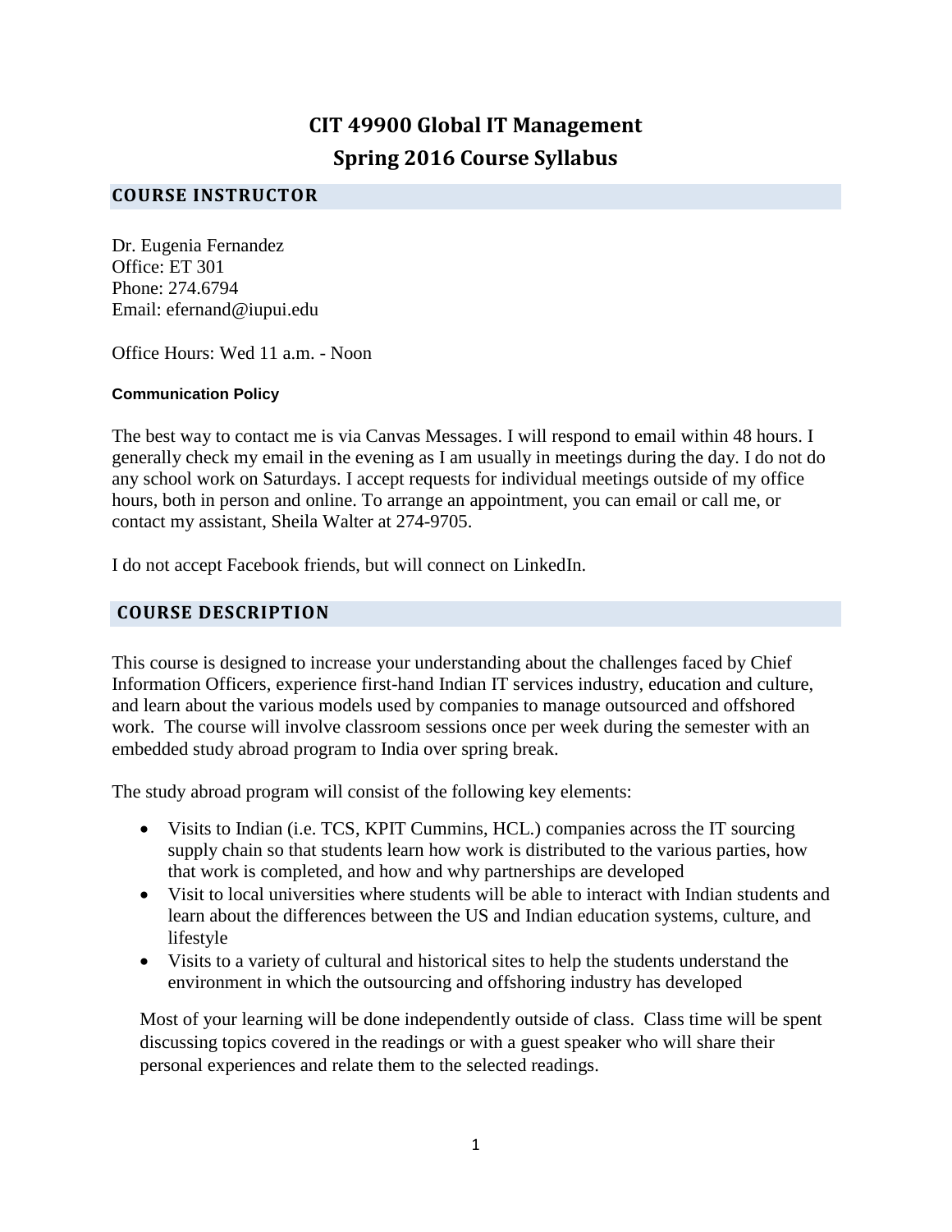# CIT 49900 Global IT Management
# Spring 2016 Course Syllabus

## COURSE INSTRUCTOR

Dr. Eugenia Fernandez
Office: ET 301
Phone: 274.6794
Email: efernand@iupui.edu

Office Hours: Wed 11 a.m. - Noon

### Communication Policy

The best way to contact me is via Canvas Messages. I will respond to email within 48 hours. I generally check my email in the evening as I am usually in meetings during the day. I do not do any school work on Saturdays. I accept requests for individual meetings outside of my office hours, both in person and online. To arrange an appointment, you can email or call me, or contact my assistant, Sheila Walter at 274-9705.

I do not accept Facebook friends, but will connect on LinkedIn.

## COURSE DESCRIPTION

This course is designed to increase your understanding about the challenges faced by Chief Information Officers, experience first-hand Indian IT services industry, education and culture, and learn about the various models used by companies to manage outsourced and offshored work. The course will involve classroom sessions once per week during the semester with an embedded study abroad program to India over spring break.

The study abroad program will consist of the following key elements:

- Visits to Indian (i.e. TCS, KPIT Cummins, HCL.) companies across the IT sourcing supply chain so that students learn how work is distributed to the various parties, how that work is completed, and how and why partnerships are developed
- Visit to local universities where students will be able to interact with Indian students and learn about the differences between the US and Indian education systems, culture, and lifestyle
- Visits to a variety of cultural and historical sites to help the students understand the environment in which the outsourcing and offshoring industry has developed

Most of your learning will be done independently outside of class. Class time will be spent discussing topics covered in the readings or with a guest speaker who will share their personal experiences and relate them to the selected readings.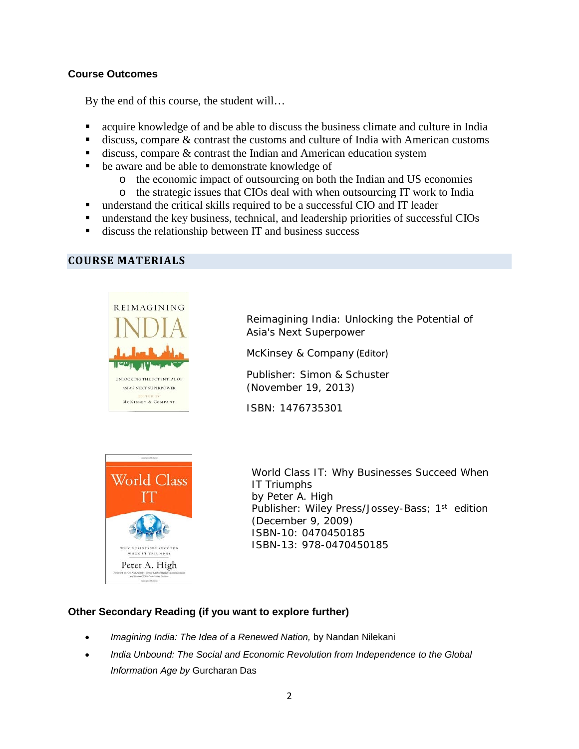### Course Outcomes

By the end of this course, the student will…

- acquire knowledge of and be able to discuss the business climate and culture in India
- discuss, compare & contrast the customs and culture of India with American customs
- discuss, compare & contrast the Indian and American education system
- be aware and be able to demonstrate knowledge of
  - the economic impact of outsourcing on both the Indian and US economies
  - the strategic issues that CIOs deal with when outsourcing IT work to India
- understand the critical skills required to be a successful CIO and IT leader
- understand the key business, technical, and leadership priorities of successful CIOs
- discuss the relationship between IT and business success

## COURSE MATERIALS

Reimagining India: Unlocking the Potential of Asia's Next Superpower

McKinsey & Company (Editor)

Publisher: Simon & Schuster (November 19, 2013)

ISBN: 1476735301

World Class IT: Why Businesses Succeed When IT Triumphs
by Peter A. High
Publisher: Wiley Press/Jossey-Bass; 1st edition (December 9, 2009)
ISBN-10: 0470450185
ISBN-13: 978-0470450185

### Other Secondary Reading (if you want to explore further)

- *Imagining India: The Idea of a Renewed Nation,* by Nandan Nilekani
- *India Unbound: The Social and Economic Revolution from Independence to the Global Information Age by* Gurcharan Das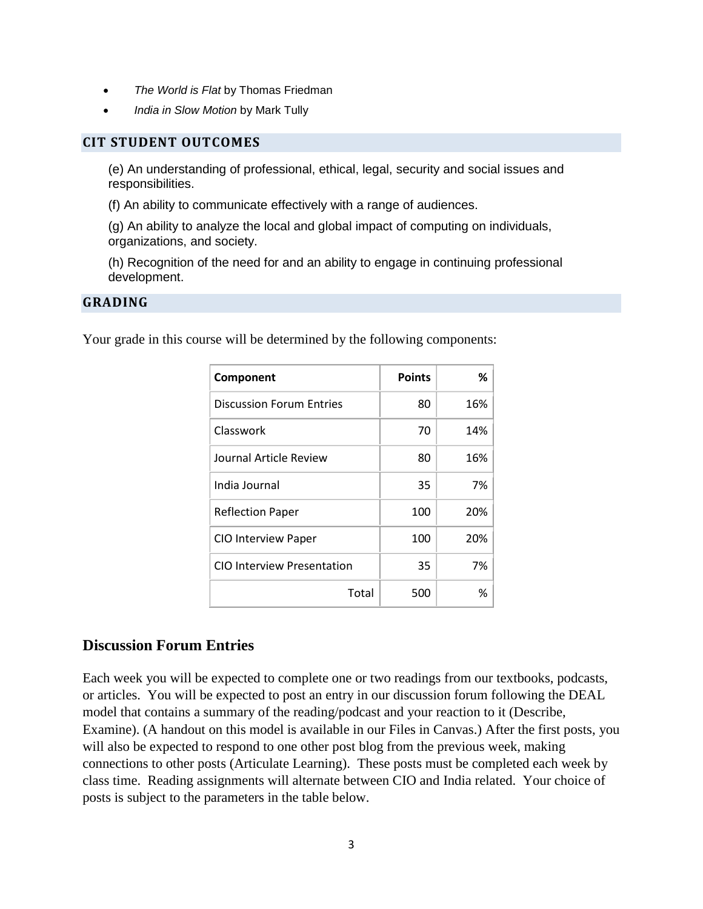- *The World is Flat* by Thomas Friedman
- *India in Slow Motion* by Mark Tully

## CIT STUDENT OUTCOMES

(e) An understanding of professional, ethical, legal, security and social issues and responsibilities.

(f) An ability to communicate effectively with a range of audiences.

(g) An ability to analyze the local and global impact of computing on individuals, organizations, and society.

(h) Recognition of the need for and an ability to engage in continuing professional development.

## GRADING

Your grade in this course will be determined by the following components:

| Component | Points | % |
|---|---|---|
| Discussion Forum Entries | 80 | 16% |
| Classwork | 70 | 14% |
| Journal Article Review | 80 | 16% |
| India Journal | 35 | 7% |
| Reflection Paper | 100 | 20% |
| CIO Interview Paper | 100 | 20% |
| CIO Interview Presentation | 35 | 7% |
| Total | 500 | % |

## Discussion Forum Entries

Each week you will be expected to complete one or two readings from our textbooks, podcasts, or articles. You will be expected to post an entry in our discussion forum following the DEAL model that contains a summary of the reading/podcast and your reaction to it (Describe, Examine). (A handout on this model is available in our Files in Canvas.) After the first posts, you will also be expected to respond to one other post blog from the previous week, making connections to other posts (Articulate Learning). These posts must be completed each week by class time. Reading assignments will alternate between CIO and India related. Your choice of posts is subject to the parameters in the table below.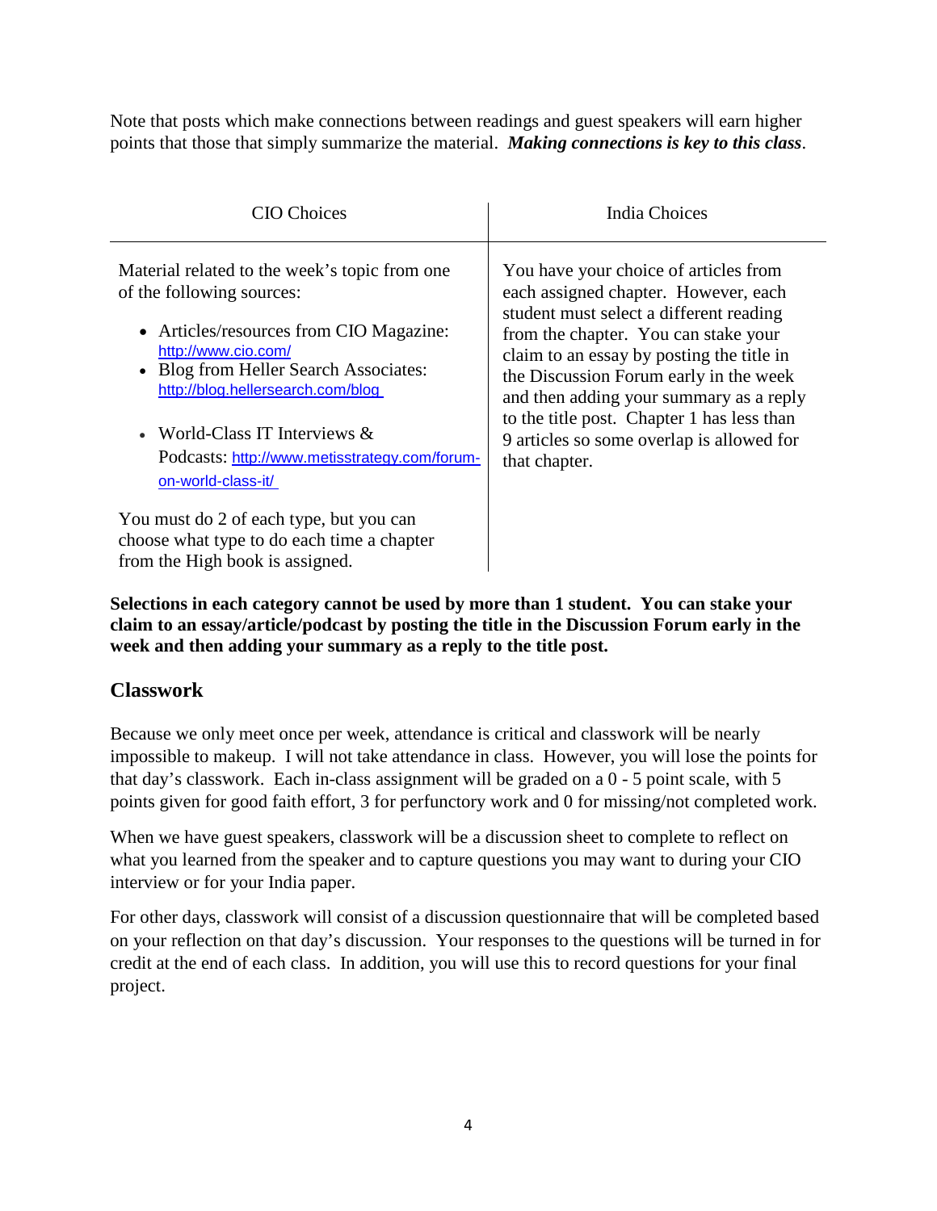Note that posts which make connections between readings and guest speakers will earn higher points that those that simply summarize the material. ***Making connections is key to this class***.

| CIO Choices | India Choices |
| --- | --- |
| Material related to the week's topic from one of the following sources:<br>• Articles/resources from CIO Magazine: http://www.cio.com/<br>• Blog from Heller Search Associates: http://blog.hellersearch.com/blog<br>• World-Class IT Interviews & Podcasts: http://www.metisstrategy.com/forum-on-world-class-it/<br><br>You must do 2 of each type, but you can choose what type to do each time a chapter from the High book is assigned. | You have your choice of articles from each assigned chapter. However, each student must select a different reading from the chapter. You can stake your claim to an essay by posting the title in the Discussion Forum early in the week and then adding your summary as a reply to the title post. Chapter 1 has less than 9 articles so some overlap is allowed for that chapter. |

**Selections in each category cannot be used by more than 1 student. You can stake your claim to an essay/article/podcast by posting the title in the Discussion Forum early in the week and then adding your summary as a reply to the title post.**

## Classwork

Because we only meet once per week, attendance is critical and classwork will be nearly impossible to makeup. I will not take attendance in class. However, you will lose the points for that day's classwork. Each in-class assignment will be graded on a 0 - 5 point scale, with 5 points given for good faith effort, 3 for perfunctory work and 0 for missing/not completed work.

When we have guest speakers, classwork will be a discussion sheet to complete to reflect on what you learned from the speaker and to capture questions you may want to during your CIO interview or for your India paper.

For other days, classwork will consist of a discussion questionnaire that will be completed based on your reflection on that day's discussion. Your responses to the questions will be turned in for credit at the end of each class. In addition, you will use this to record questions for your final project.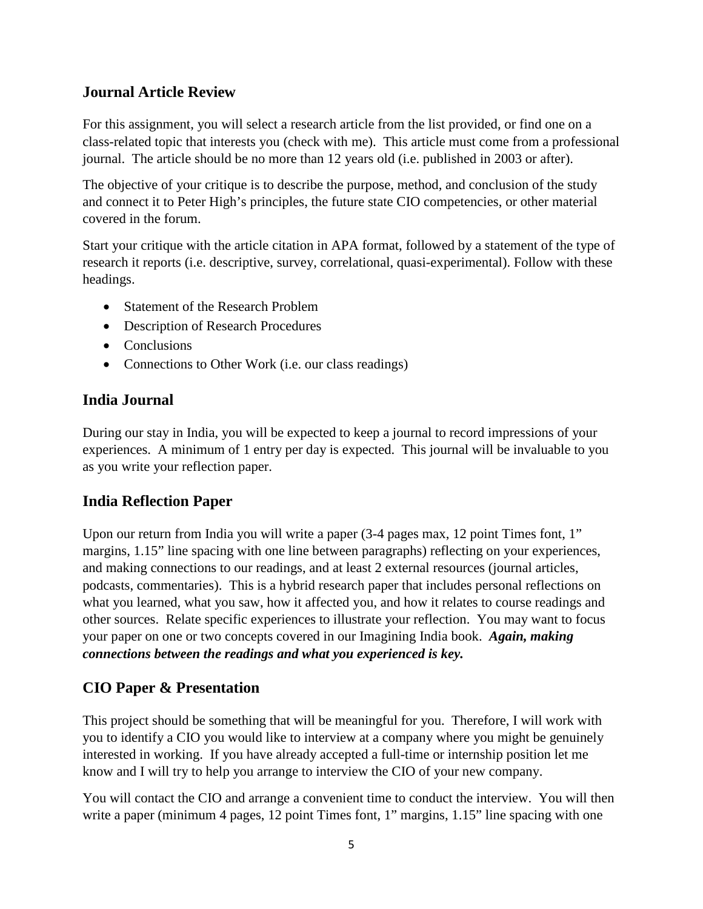## Journal Article Review

For this assignment, you will select a research article from the list provided, or find one on a class-related topic that interests you (check with me). This article must come from a professional journal. The article should be no more than 12 years old (i.e. published in 2003 or after).

The objective of your critique is to describe the purpose, method, and conclusion of the study and connect it to Peter High's principles, the future state CIO competencies, or other material covered in the forum.

Start your critique with the article citation in APA format, followed by a statement of the type of research it reports (i.e. descriptive, survey, correlational, quasi-experimental). Follow with these headings.

- Statement of the Research Problem
- Description of Research Procedures
- Conclusions
- Connections to Other Work (i.e. our class readings)

## India Journal

During our stay in India, you will be expected to keep a journal to record impressions of your experiences. A minimum of 1 entry per day is expected. This journal will be invaluable to you as you write your reflection paper.

## India Reflection Paper

Upon our return from India you will write a paper (3-4 pages max, 12 point Times font, 1" margins, 1.15" line spacing with one line between paragraphs) reflecting on your experiences, and making connections to our readings, and at least 2 external resources (journal articles, podcasts, commentaries). This is a hybrid research paper that includes personal reflections on what you learned, what you saw, how it affected you, and how it relates to course readings and other sources. Relate specific experiences to illustrate your reflection. You may want to focus your paper on one or two concepts covered in our Imagining India book. ***Again, making connections between the readings and what you experienced is key.***

## CIO Paper & Presentation

This project should be something that will be meaningful for you. Therefore, I will work with you to identify a CIO you would like to interview at a company where you might be genuinely interested in working. If you have already accepted a full-time or internship position let me know and I will try to help you arrange to interview the CIO of your new company.

You will contact the CIO and arrange a convenient time to conduct the interview. You will then write a paper (minimum 4 pages, 12 point Times font, 1" margins, 1.15" line spacing with one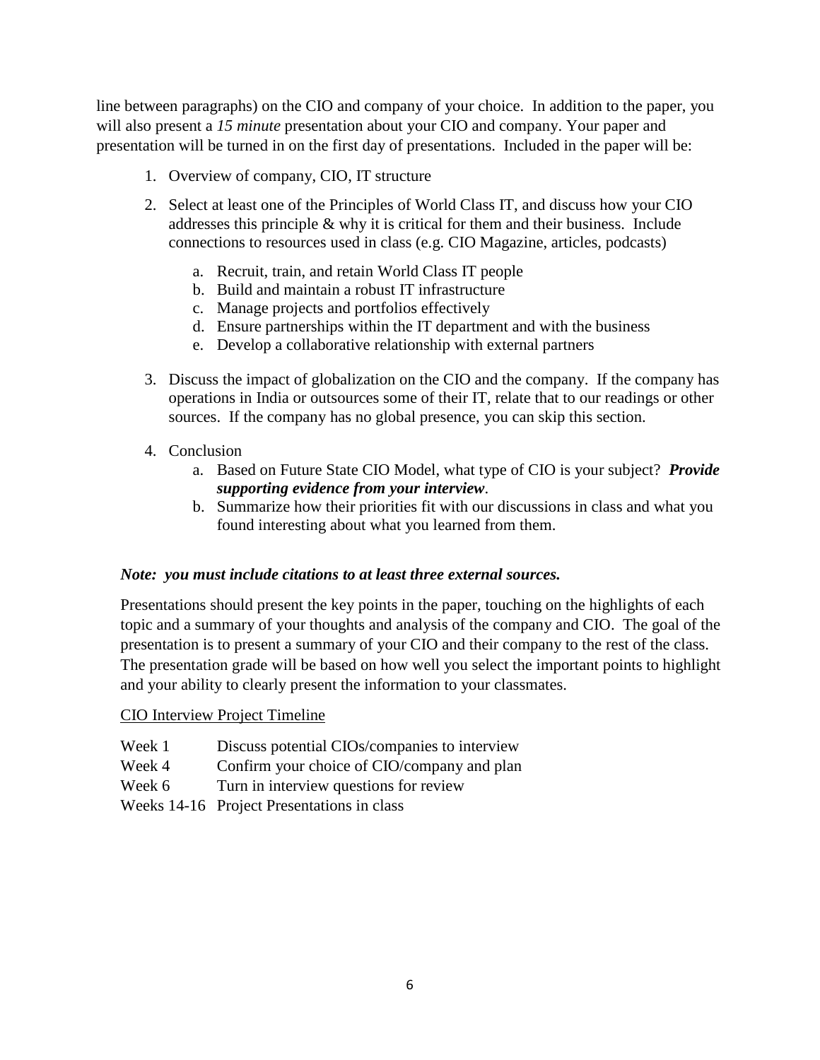line between paragraphs) on the CIO and company of your choice. In addition to the paper, you will also present a *15 minute* presentation about your CIO and company. Your paper and presentation will be turned in on the first day of presentations. Included in the paper will be:

1. Overview of company, CIO, IT structure
2. Select at least one of the Principles of World Class IT, and discuss how your CIO addresses this principle & why it is critical for them and their business. Include connections to resources used in class (e.g. CIO Magazine, articles, podcasts)
   a. Recruit, train, and retain World Class IT people
   b. Build and maintain a robust IT infrastructure
   c. Manage projects and portfolios effectively
   d. Ensure partnerships within the IT department and with the business
   e. Develop a collaborative relationship with external partners
3. Discuss the impact of globalization on the CIO and the company. If the company has operations in India or outsources some of their IT, relate that to our readings or other sources. If the company has no global presence, you can skip this section.
4. Conclusion
   a. Based on Future State CIO Model, what type of CIO is your subject? ***Provide supporting evidence from your interview***.
   b. Summarize how their priorities fit with our discussions in class and what you found interesting about what you learned from them.

***Note: you must include citations to at least three external sources.***

Presentations should present the key points in the paper, touching on the highlights of each topic and a summary of your thoughts and analysis of the company and CIO. The goal of the presentation is to present a summary of your CIO and their company to the rest of the class. The presentation grade will be based on how well you select the important points to highlight and your ability to clearly present the information to your classmates.

<u>CIO Interview Project Timeline</u>

| | |
|---|---|
| Week 1 | Discuss potential CIOs/companies to interview |
| Week 4 | Confirm your choice of CIO/company and plan |
| Week 6 | Turn in interview questions for review |
| Weeks 14-16 | Project Presentations in class |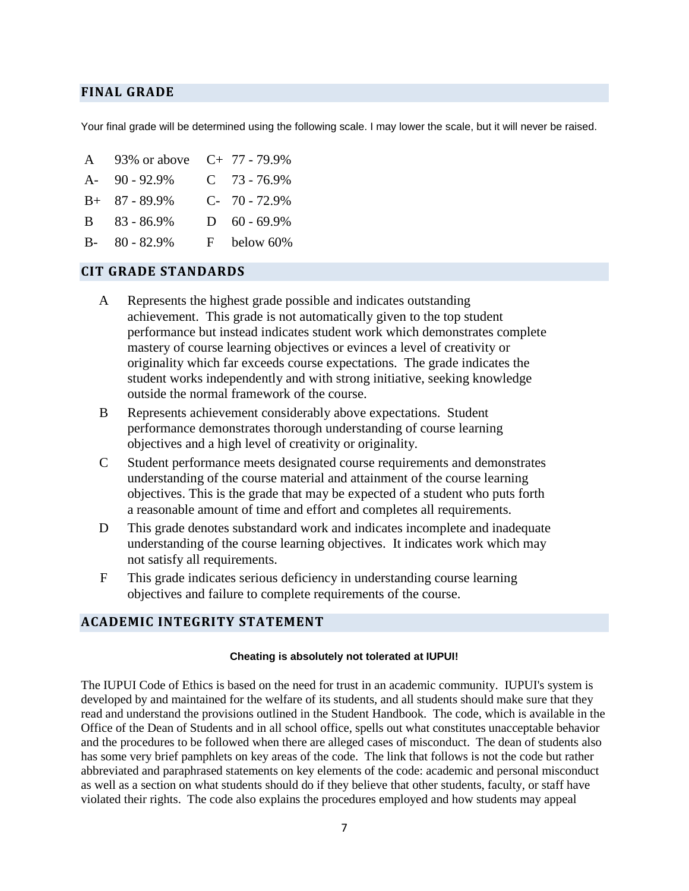## FINAL GRADE

Your final grade will be determined using the following scale. I may lower the scale, but it will never be raised.

| | | | |
|---|---|---|---|
| A | 93% or above | C+ | 77 - 79.9% |
| A- | 90 - 92.9% | C | 73 - 76.9% |
| B+ | 87 - 89.9% | C- | 70 - 72.9% |
| B | 83 - 86.9% | D | 60 - 69.9% |
| B- | 80 - 82.9% | F | below 60% |

## CIT GRADE STANDARDS

- **A** Represents the highest grade possible and indicates outstanding achievement. This grade is not automatically given to the top student performance but instead indicates student work which demonstrates complete mastery of course learning objectives or evinces a level of creativity or originality which far exceeds course expectations. The grade indicates the student works independently and with strong initiative, seeking knowledge outside the normal framework of the course.
- **B** Represents achievement considerably above expectations. Student performance demonstrates thorough understanding of course learning objectives and a high level of creativity or originality.
- **C** Student performance meets designated course requirements and demonstrates understanding of the course material and attainment of the course learning objectives. This is the grade that may be expected of a student who puts forth a reasonable amount of time and effort and completes all requirements.
- **D** This grade denotes substandard work and indicates incomplete and inadequate understanding of the course learning objectives. It indicates work which may not satisfy all requirements.
- **F** This grade indicates serious deficiency in understanding course learning objectives and failure to complete requirements of the course.

## ACADEMIC INTEGRITY STATEMENT

**Cheating is absolutely not tolerated at IUPUI!**

The IUPUI Code of Ethics is based on the need for trust in an academic community. IUPUI's system is developed by and maintained for the welfare of its students, and all students should make sure that they read and understand the provisions outlined in the Student Handbook. The code, which is available in the Office of the Dean of Students and in all school office, spells out what constitutes unacceptable behavior and the procedures to be followed when there are alleged cases of misconduct. The dean of students also has some very brief pamphlets on key areas of the code. The link that follows is not the code but rather abbreviated and paraphrased statements on key elements of the code: academic and personal misconduct as well as a section on what students should do if they believe that other students, faculty, or staff have violated their rights. The code also explains the procedures employed and how students may appeal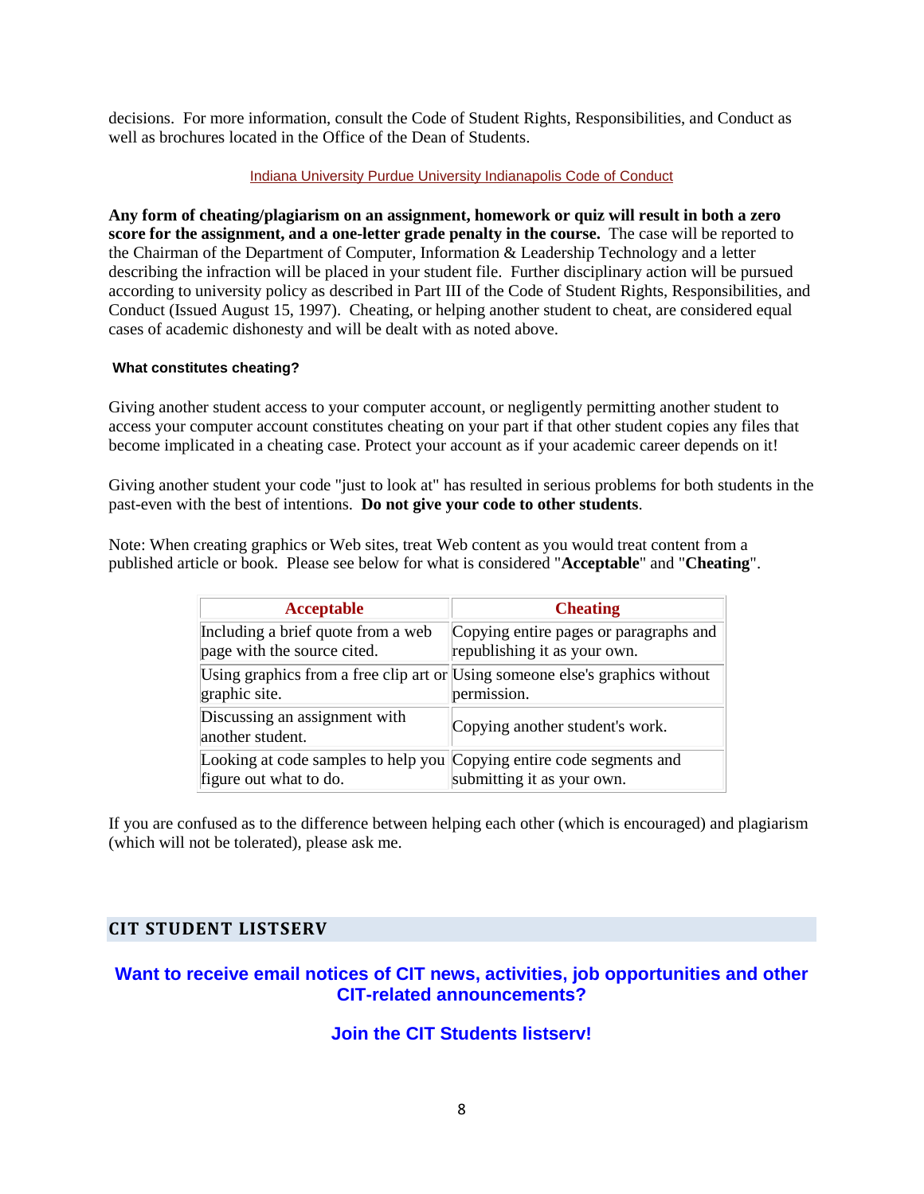decisions. For more information, consult the Code of Student Rights, Responsibilities, and Conduct as well as brochures located in the Office of the Dean of Students.

Indiana University Purdue University Indianapolis Code of Conduct

**Any form of cheating/plagiarism on an assignment, homework or quiz will result in both a zero score for the assignment, and a one-letter grade penalty in the course.** The case will be reported to the Chairman of the Department of Computer, Information & Leadership Technology and a letter describing the infraction will be placed in your student file. Further disciplinary action will be pursued according to university policy as described in Part III of the Code of Student Rights, Responsibilities, and Conduct (Issued August 15, 1997). Cheating, or helping another student to cheat, are considered equal cases of academic dishonesty and will be dealt with as noted above.

**What constitutes cheating?**

Giving another student access to your computer account, or negligently permitting another student to access your computer account constitutes cheating on your part if that other student copies any files that become implicated in a cheating case. Protect your account as if your academic career depends on it!

Giving another student your code "just to look at" has resulted in serious problems for both students in the past-even with the best of intentions. **Do not give your code to other students**.

Note: When creating graphics or Web sites, treat Web content as you would treat content from a published article or book. Please see below for what is considered "**Acceptable**" and "**Cheating**".

| Acceptable | Cheating |
|---|---|
| Including a brief quote from a web page with the source cited. | Copying entire pages or paragraphs and republishing it as your own. |
| Using graphics from a free clip art or graphic site. | Using someone else's graphics without permission. |
| Discussing an assignment with another student. | Copying another student's work. |
| Looking at code samples to help you figure out what to do. | Copying entire code segments and submitting it as your own. |

If you are confused as to the difference between helping each other (which is encouraged) and plagiarism (which will not be tolerated), please ask me.

## CIT STUDENT LISTSERV

**Want to receive email notices of CIT news, activities, job opportunities and other CIT-related announcements?**

**Join the CIT Students listserv!**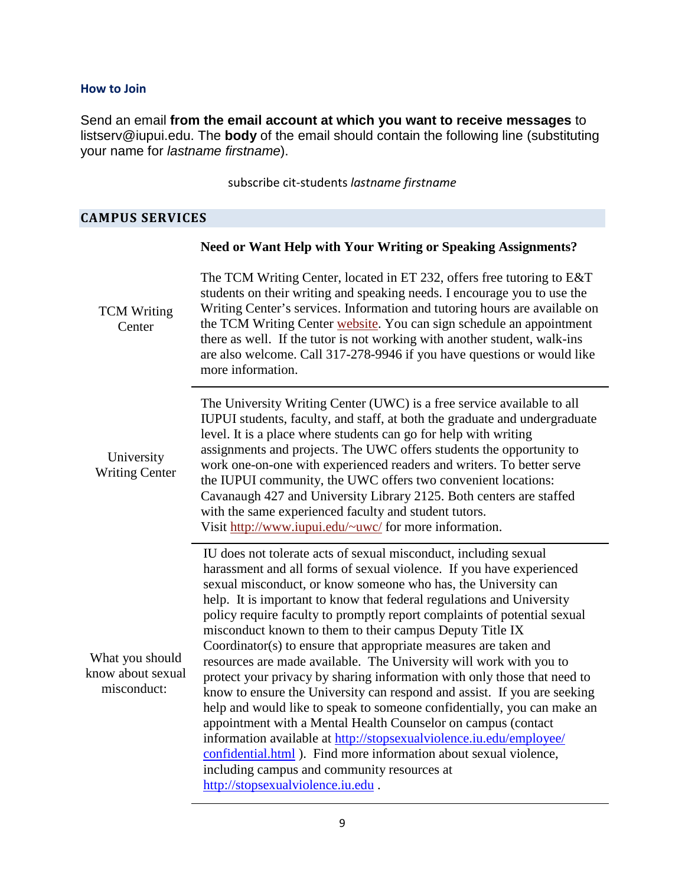### How to Join

Send an email **from the email account at which you want to receive messages** to listserv@iupui.edu. The **body** of the email should contain the following line (substituting your name for *lastname firstname*).

subscribe cit-students *lastname firstname*

## CAMPUS SERVICES

| | **Need or Want Help with Your Writing or Speaking Assignments?** |
|---|---|
| TCM Writing Center | The TCM Writing Center, located in ET 232, offers free tutoring to E&T students on their writing and speaking needs. I encourage you to use the Writing Center's services. Information and tutoring hours are available on the TCM Writing Center website. You can sign schedule an appointment there as well. If the tutor is not working with another student, walk-ins are also welcome. Call 317-278-9946 if you have questions or would like more information. |
| University Writing Center | The University Writing Center (UWC) is a free service available to all IUPUI students, faculty, and staff, at both the graduate and undergraduate level. It is a place where students can go for help with writing assignments and projects. The UWC offers students the opportunity to work one-on-one with experienced readers and writers. To better serve the IUPUI community, the UWC offers two convenient locations: Cavanaugh 427 and University Library 2125. Both centers are staffed with the same experienced faculty and student tutors. Visit http://www.iupui.edu/~uwc/ for more information. |
| What you should know about sexual misconduct: | IU does not tolerate acts of sexual misconduct, including sexual harassment and all forms of sexual violence. If you have experienced sexual misconduct, or know someone who has, the University can help. It is important to know that federal regulations and University policy require faculty to promptly report complaints of potential sexual misconduct known to them to their campus Deputy Title IX Coordinator(s) to ensure that appropriate measures are taken and resources are made available. The University will work with you to protect your privacy by sharing information with only those that need to know to ensure the University can respond and assist. If you are seeking help and would like to speak to someone confidentially, you can make an appointment with a Mental Health Counselor on campus (contact information available at http://stopsexualviolence.iu.edu/employee/confidential.html ). Find more information about sexual violence, including campus and community resources at http://stopsexualviolence.iu.edu . |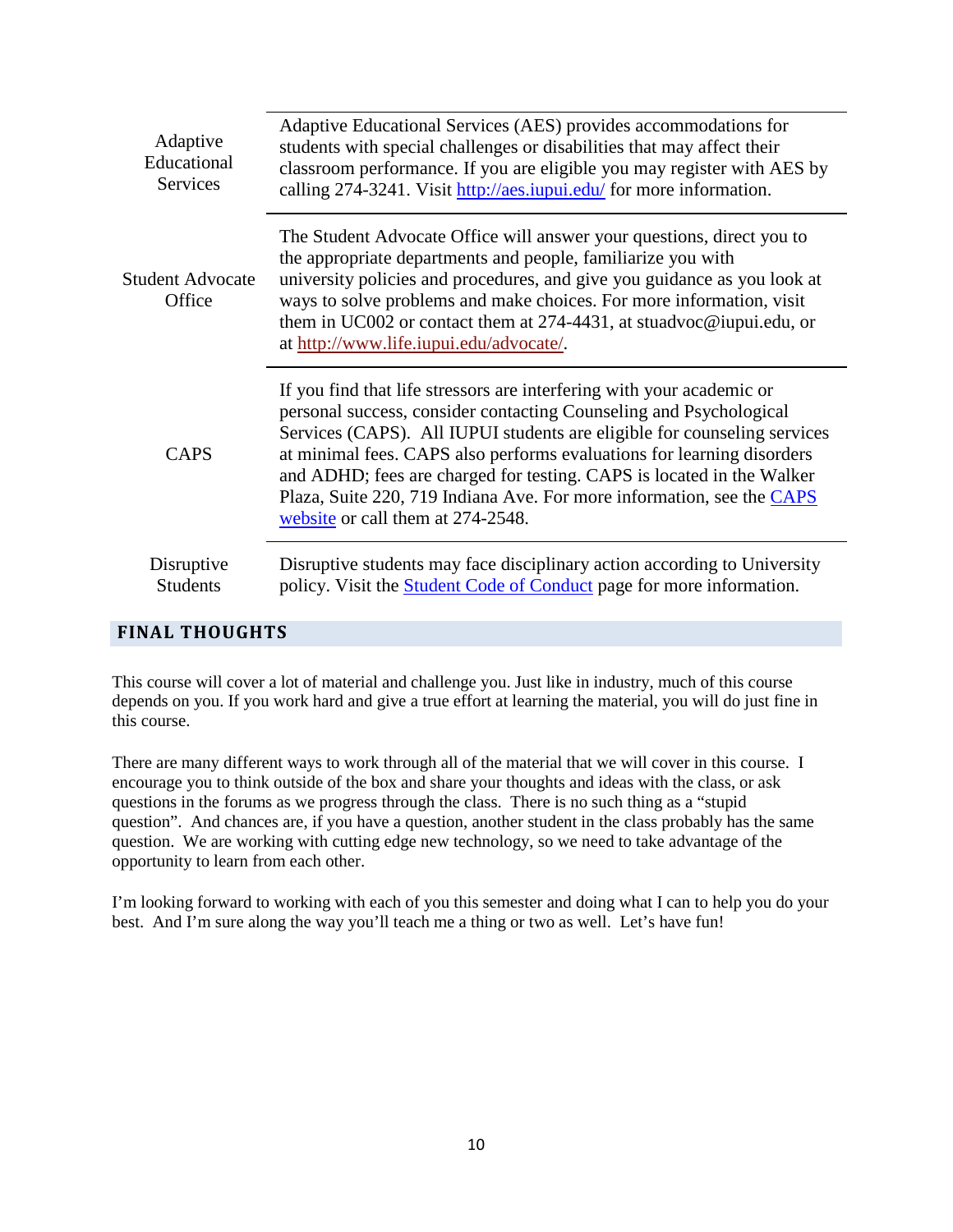| | |
|---|---|
| Adaptive Educational Services | Adaptive Educational Services (AES) provides accommodations for students with special challenges or disabilities that may affect their classroom performance. If you are eligible you may register with AES by calling 274-3241. Visit http://aes.iupui.edu/ for more information. |
| Student Advocate Office | The Student Advocate Office will answer your questions, direct you to the appropriate departments and people, familiarize you with university policies and procedures, and give you guidance as you look at ways to solve problems and make choices. For more information, visit them in UC002 or contact them at 274-4431, at stuadvoc@iupui.edu, or at http://www.life.iupui.edu/advocate/. |
| CAPS | If you find that life stressors are interfering with your academic or personal success, consider contacting Counseling and Psychological Services (CAPS). All IUPUI students are eligible for counseling services at minimal fees. CAPS also performs evaluations for learning disorders and ADHD; fees are charged for testing. CAPS is located in the Walker Plaza, Suite 220, 719 Indiana Ave. For more information, see the CAPS website or call them at 274-2548. |
| Disruptive Students | Disruptive students may face disciplinary action according to University policy. Visit the Student Code of Conduct page for more information. |

## FINAL THOUGHTS

This course will cover a lot of material and challenge you. Just like in industry, much of this course depends on you. If you work hard and give a true effort at learning the material, you will do just fine in this course.

There are many different ways to work through all of the material that we will cover in this course. I encourage you to think outside of the box and share your thoughts and ideas with the class, or ask questions in the forums as we progress through the class. There is no such thing as a "stupid question". And chances are, if you have a question, another student in the class probably has the same question. We are working with cutting edge new technology, so we need to take advantage of the opportunity to learn from each other.

I'm looking forward to working with each of you this semester and doing what I can to help you do your best. And I'm sure along the way you'll teach me a thing or two as well. Let's have fun!